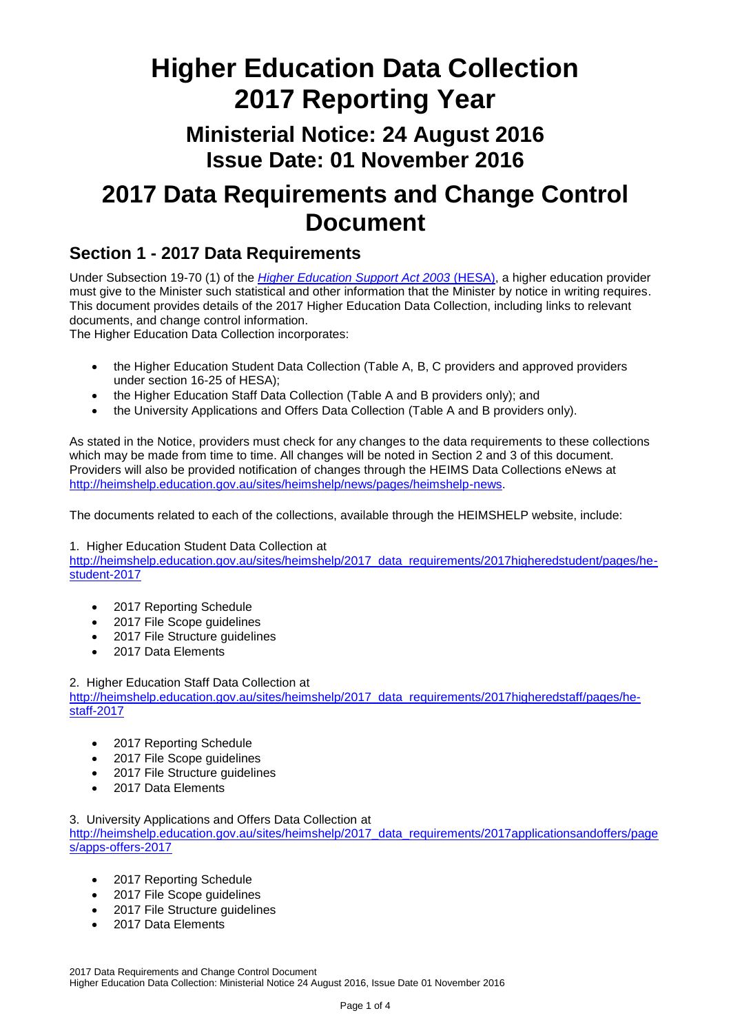# Higher Education Data Collection 2017 Reporting Year

## Ministerial Notice: 24 August 2016
## Issue Date: 01 November 2016

# 2017 Data Requirements and Change Control Document

## Section 1 - 2017 Data Requirements

Under Subsection 19-70 (1) of the *Higher Education Support Act 2003* (HESA), a higher education provider must give to the Minister such statistical and other information that the Minister by notice in writing requires. This document provides details of the 2017 Higher Education Data Collection, including links to relevant documents, and change control information.

The Higher Education Data Collection incorporates:

- the Higher Education Student Data Collection (Table A, B, C providers and approved providers under section 16-25 of HESA);
- the Higher Education Staff Data Collection (Table A and B providers only); and
- the University Applications and Offers Data Collection (Table A and B providers only).

As stated in the Notice, providers must check for any changes to the data requirements to these collections which may be made from time to time. All changes will be noted in Section 2 and 3 of this document. Providers will also be provided notification of changes through the HEIMS Data Collections eNews at http://heimshelp.education.gov.au/sites/heimshelp/news/pages/heimshelp-news.

The documents related to each of the collections, available through the HEIMSHELP website, include:

1. Higher Education Student Data Collection at http://heimshelp.education.gov.au/sites/heimshelp/2017_data_requirements/2017higheredstudent/pages/he-student-2017

- 2017 Reporting Schedule
- 2017 File Scope guidelines
- 2017 File Structure guidelines
- 2017 Data Elements

2. Higher Education Staff Data Collection at http://heimshelp.education.gov.au/sites/heimshelp/2017_data_requirements/2017higheredstaff/pages/he-staff-2017

- 2017 Reporting Schedule
- 2017 File Scope guidelines
- 2017 File Structure guidelines
- 2017 Data Elements

3. University Applications and Offers Data Collection at http://heimshelp.education.gov.au/sites/heimshelp/2017_data_requirements/2017applicationsandoffers/pages/apps-offers-2017

- 2017 Reporting Schedule
- 2017 File Scope guidelines
- 2017 File Structure guidelines
- 2017 Data Elements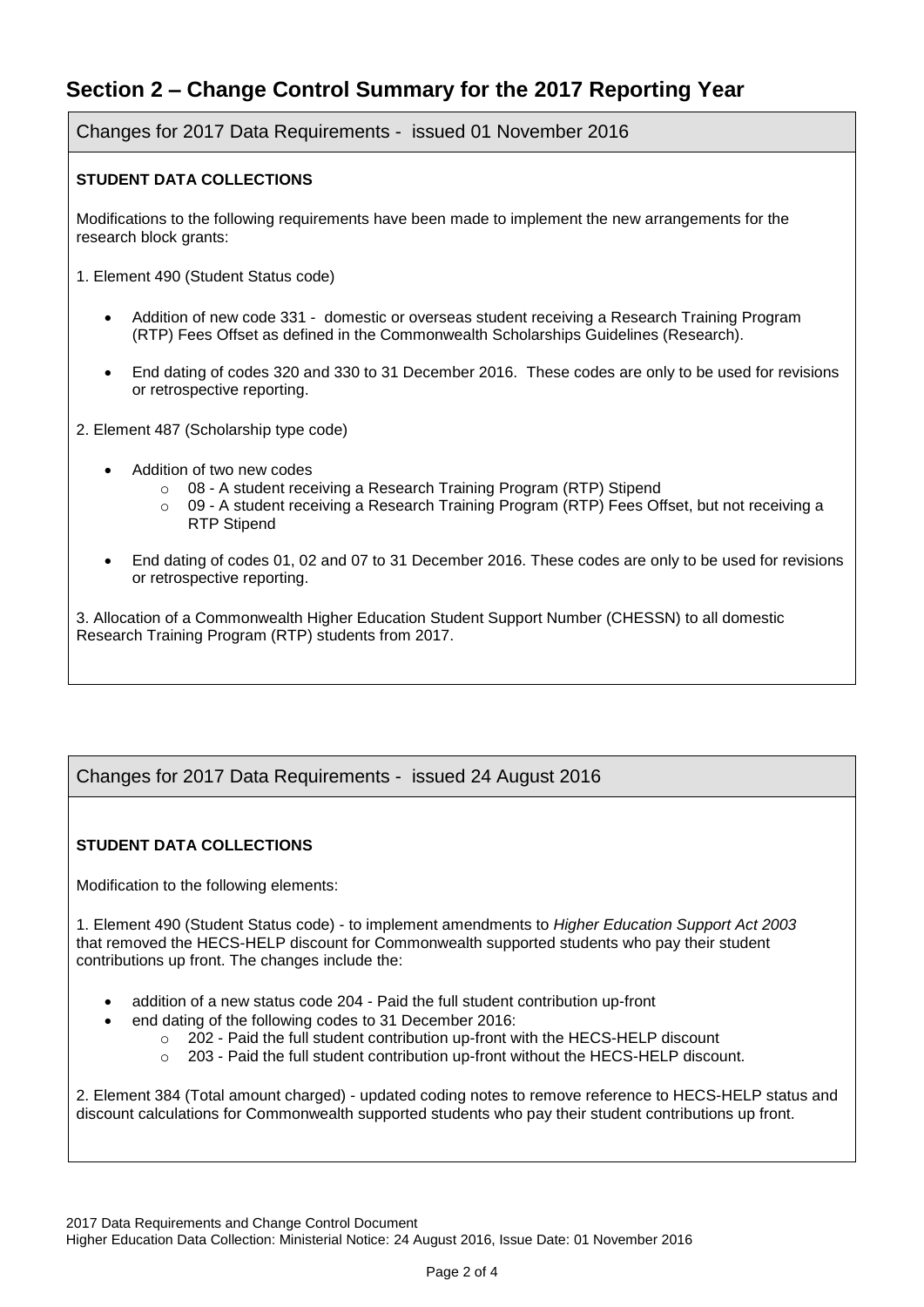# Section 2 – Change Control Summary for the 2017 Reporting Year

## Changes for 2017 Data Requirements - issued 01 November 2016

**STUDENT DATA COLLECTIONS**

Modifications to the following requirements have been made to implement the new arrangements for the research block grants:

1. Element 490 (Student Status code)

- Addition of new code 331 - domestic or overseas student receiving a Research Training Program (RTP) Fees Offset as defined in the Commonwealth Scholarships Guidelines (Research).
- End dating of codes 320 and 330 to 31 December 2016. These codes are only to be used for revisions or retrospective reporting.

2. Element 487 (Scholarship type code)

- Addition of two new codes
  - 08 - A student receiving a Research Training Program (RTP) Stipend
  - 09 - A student receiving a Research Training Program (RTP) Fees Offset, but not receiving a RTP Stipend
- End dating of codes 01, 02 and 07 to 31 December 2016. These codes are only to be used for revisions or retrospective reporting.

3. Allocation of a Commonwealth Higher Education Student Support Number (CHESSN) to all domestic Research Training Program (RTP) students from 2017.

## Changes for 2017 Data Requirements - issued 24 August 2016

**STUDENT DATA COLLECTIONS**

Modification to the following elements:

1. Element 490 (Student Status code) - to implement amendments to *Higher Education Support Act 2003* that removed the HECS-HELP discount for Commonwealth supported students who pay their student contributions up front. The changes include the:

- addition of a new status code 204 - Paid the full student contribution up-front
- end dating of the following codes to 31 December 2016:
  - 202 - Paid the full student contribution up-front with the HECS-HELP discount
  - 203 - Paid the full student contribution up-front without the HECS-HELP discount.

2. Element 384 (Total amount charged) - updated coding notes to remove reference to HECS-HELP status and discount calculations for Commonwealth supported students who pay their student contributions up front.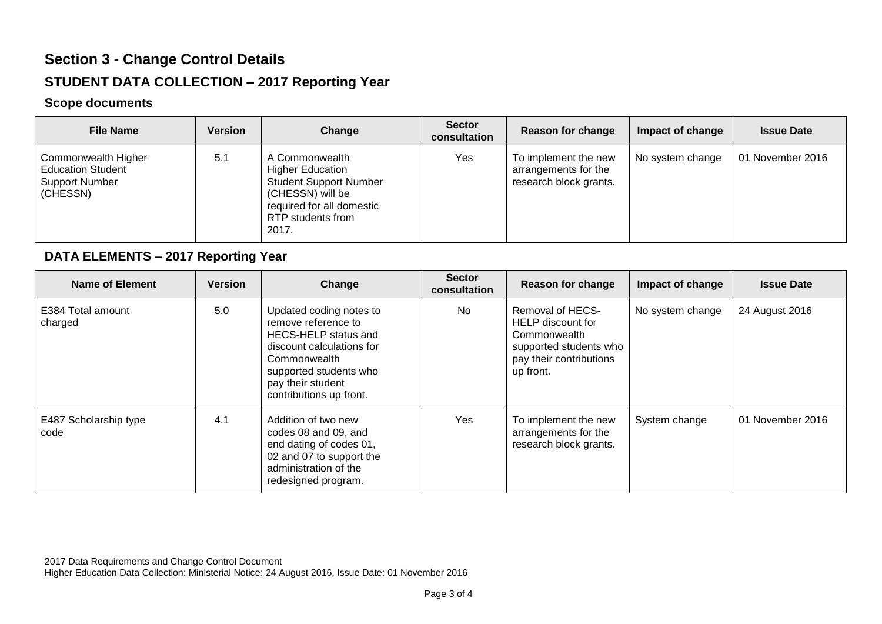## Section 3 - Change Control Details

### STUDENT DATA COLLECTION – 2017 Reporting Year

#### Scope documents

| File Name | Version | Change | Sector consultation | Reason for change | Impact of change | Issue Date |
|---|---|---|---|---|---|---|
| Commonwealth Higher Education Student Support Number (CHESSN) | 5.1 | A Commonwealth Higher Education Student Support Number (CHESSN) will be required for all domestic RTP students from 2017. | Yes | To implement the new arrangements for the research block grants. | No system change | 01 November 2016 |

#### DATA ELEMENTS – 2017 Reporting Year

| Name of Element | Version | Change | Sector consultation | Reason for change | Impact of change | Issue Date |
|---|---|---|---|---|---|---|
| E384 Total amount charged | 5.0 | Updated coding notes to remove reference to HECS-HELP status and discount calculations for Commonwealth supported students who pay their student contributions up front. | No | Removal of HECS-HELP discount for Commonwealth supported students who pay their contributions up front. | No system change | 24 August 2016 |
| E487 Scholarship type code | 4.1 | Addition of two new codes 08 and 09, and end dating of codes 01, 02 and 07 to support the administration of the redesigned program. | Yes | To implement the new arrangements for the research block grants. | System change | 01 November 2016 |

2017 Data Requirements and Change Control Document
Higher Education Data Collection: Ministerial Notice: 24 August 2016, Issue Date: 01 November 2016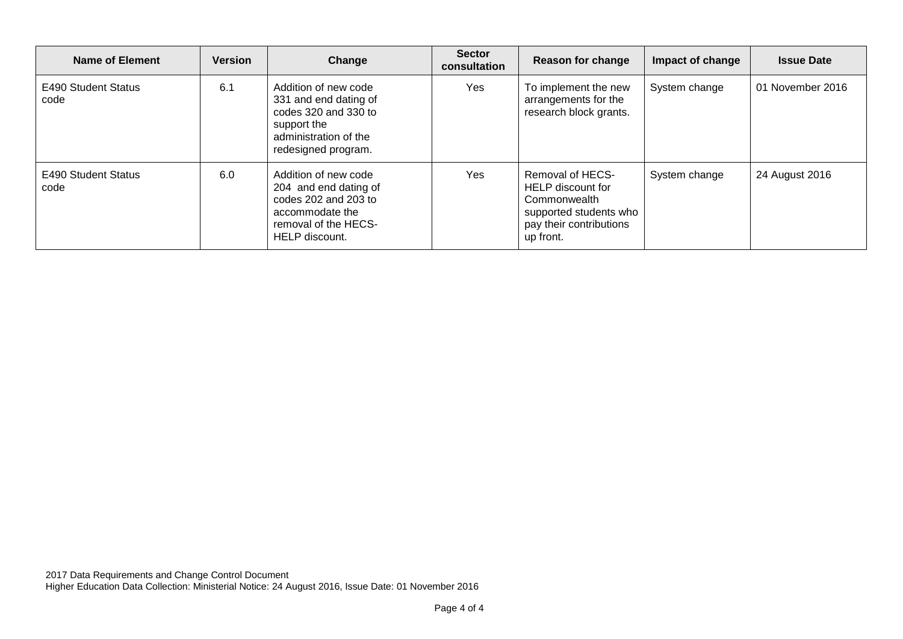| Name of Element | Version | Change | Sector consultation | Reason for change | Impact of change | Issue Date |
|---|---|---|---|---|---|---|
| E490 Student Status code | 6.1 | Addition of new code 331 and end dating of codes 320 and 330 to support the administration of the redesigned program. | Yes | To implement the new arrangements for the research block grants. | System change | 01 November 2016 |
| E490 Student Status code | 6.0 | Addition of new code 204 and end dating of codes 202 and 203 to accommodate the removal of the HECS-HELP discount. | Yes | Removal of HECS-HELP discount for Commonwealth supported students who pay their contributions up front. | System change | 24 August 2016 |